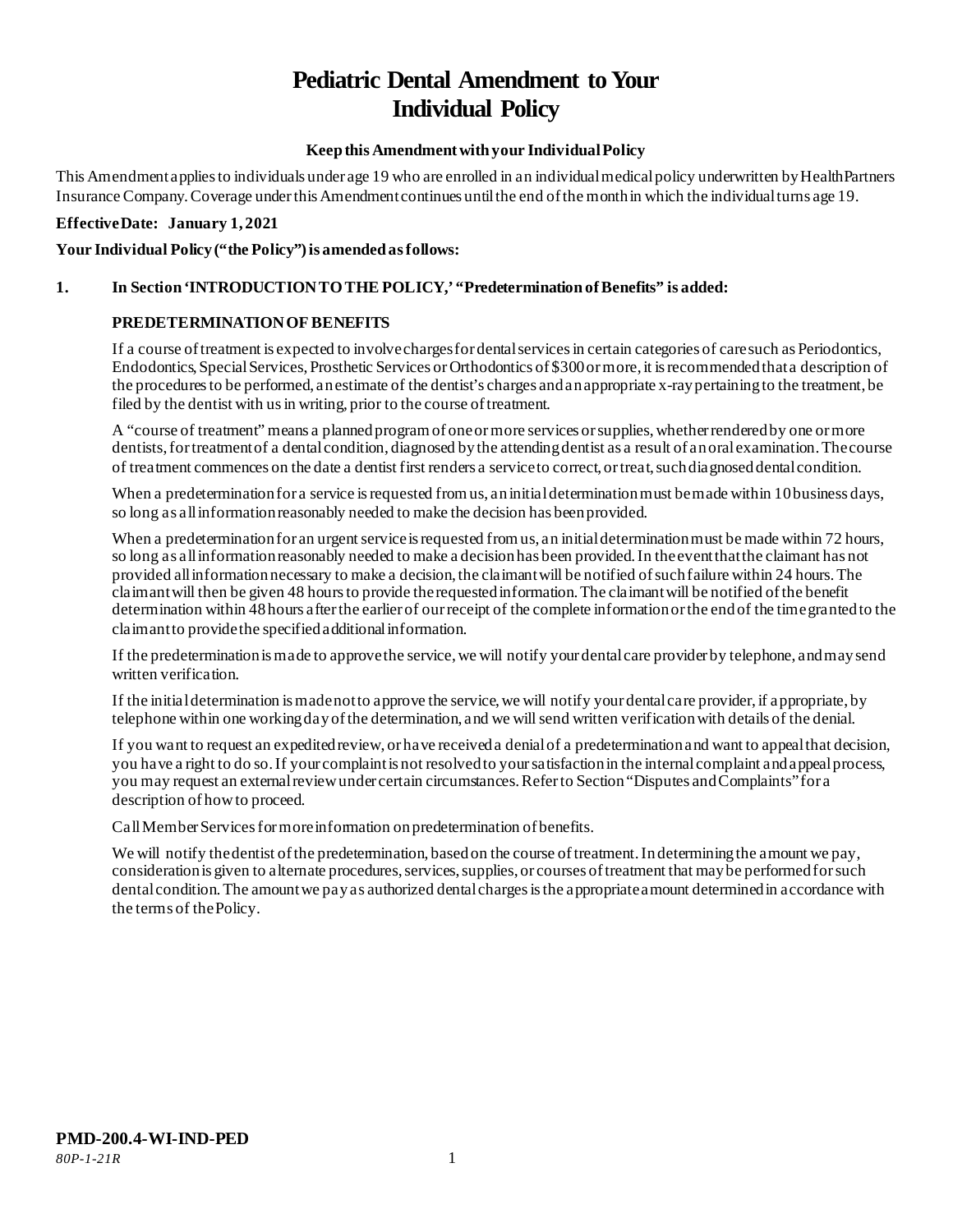# Pediatric Dental Amendment to Your Individual Policy

**Keep this Amendment with your Individual Policy**

This Amendment applies to individuals under age 19 who are enrolled in an individual medical policy underwritten by HealthPartners Insurance Company. Coverage under this Amendment continues until the end of the month in which the individual turns age 19.

**Effective Date: January 1, 2021**

**Your Individual Policy ("the Policy") is amended as follows:**

**1. In Section 'INTRODUCTION TO THE POLICY,' "Predetermination of Benefits" is added:**

**PREDETERMINATION OF BENEFITS**

If a course of treatment is expected to involve charges for dental services in certain categories of care such as Periodontics, Endodontics, Special Services, Prosthetic Services or Orthodontics of $300 or more, it is recommended that a description of the procedures to be performed, an estimate of the dentist's charges and an appropriate x-ray pertaining to the treatment, be filed by the dentist with us in writing, prior to the course of treatment.

A "course of treatment" means a planned program of one or more services or supplies, whether rendered by one or more dentists, for treatment of a dental condition, diagnosed by the attending dentist as a result of an oral examination. The course of treatment commences on the date a dentist first renders a service to correct, or treat, such diagnosed dental condition.

When a predetermination for a service is requested from us, an initial determination must be made within 10 business days, so long as all information reasonably needed to make the decision has been provided.

When a predetermination for an urgent service is requested from us, an initial determination must be made within 72 hours, so long as all information reasonably needed to make a decision has been provided. In the event that the claimant has not provided all information necessary to make a decision, the claimant will be notified of such failure within 24 hours. The claimant will then be given 48 hours to provide the requested information. The claimant will be notified of the benefit determination within 48 hours after the earlier of our receipt of the complete information or the end of the time granted to the claimant to provide the specified additional information.

If the predetermination is made to approve the service, we will notify your dental care provider by telephone, and may send written verification.

If the initial determination is made not to approve the service, we will notify your dental care provider, if appropriate, by telephone within one working day of the determination, and we will send written verification with details of the denial.

If you want to request an expedited review, or have received a denial of a predetermination and want to appeal that decision, you have a right to do so. If your complaint is not resolved to your satisfaction in the internal complaint and appeal process, you may request an external review under certain circumstances. Refer to Section "Disputes and Complaints" for a description of how to proceed.

Call Member Services for more information on predetermination of benefits.

We will notify the dentist of the predetermination, based on the course of treatment. In determining the amount we pay, consideration is given to alternate procedures, services, supplies, or courses of treatment that may be performed for such dental condition. The amount we pay as authorized dental charges is the appropriate amount determined in accordance with the terms of the Policy.

**PMD-200.4-WI-IND-PED**
*80P-1-21R*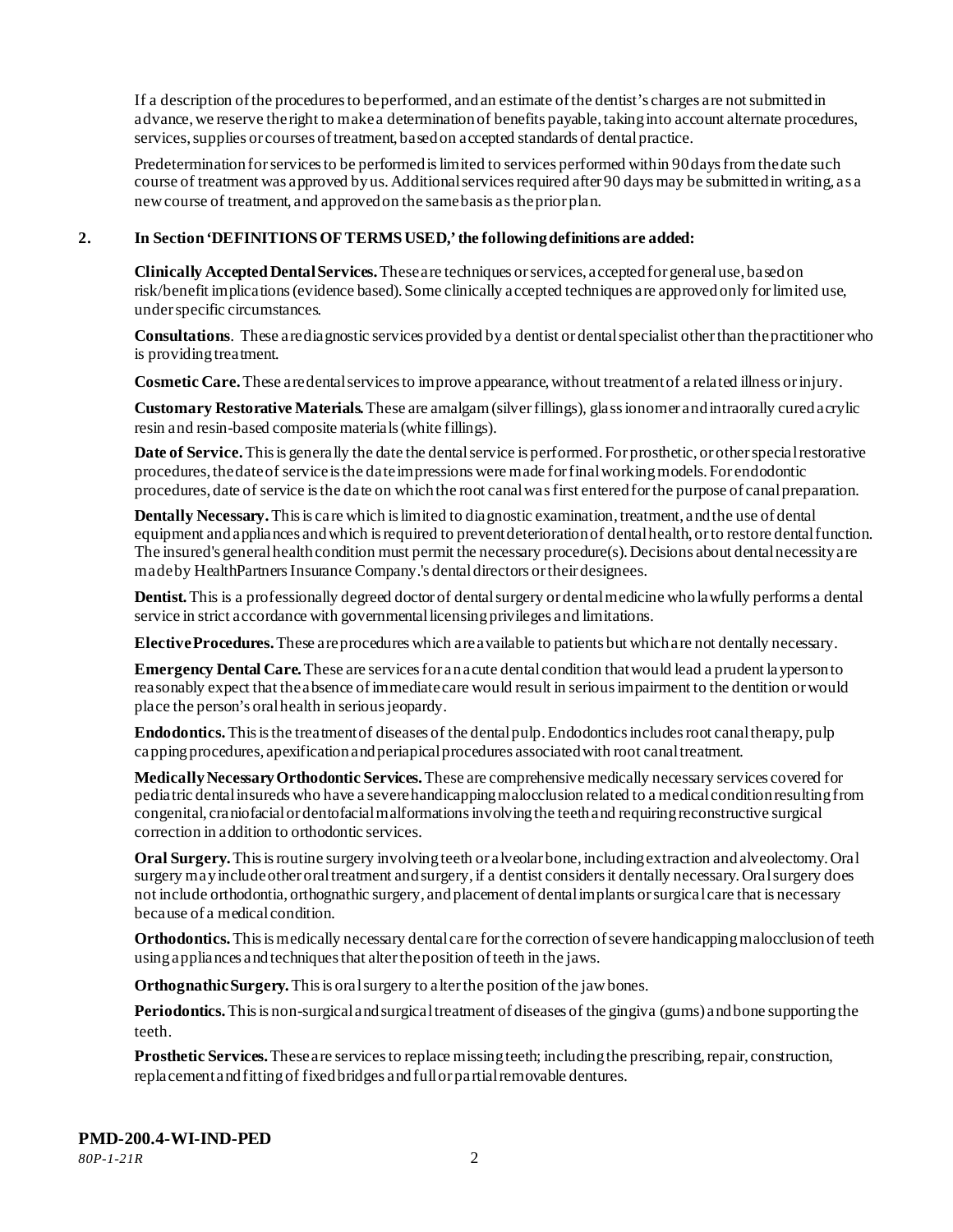If a description of the procedures to be performed, and an estimate of the dentist's charges are not submitted in advance, we reserve the right to make a determination of benefits payable, taking into account alternate procedures, services, supplies or courses of treatment, based on accepted standards of dental practice.

Predetermination for services to be performed is limited to services performed within 90 days from the date such course of treatment was approved by us. Additional services required after 90 days may be submitted in writing, as a new course of treatment, and approved on the same basis as the prior plan.

**2. In Section 'DEFINITIONS OF TERMS USED,' the following definitions are added:**

**Clinically Accepted Dental Services.** These are techniques or services, accepted for general use, based on risk/benefit implications (evidence based). Some clinically accepted techniques are approved only for limited use, under specific circumstances.

**Consultations**. These are diagnostic services provided by a dentist or dental specialist other than the practitioner who is providing treatment.

**Cosmetic Care.** These are dental services to improve appearance, without treatment of a related illness or injury.

**Customary Restorative Materials.** These are amalgam (silver fillings), glass ionomer and intraorally cured acrylic resin and resin-based composite materials (white fillings).

**Date of Service.** This is generally the date the dental service is performed. For prosthetic, or other special restorative procedures, the date of service is the date impressions were made for final working models. For endodontic procedures, date of service is the date on which the root canal was first entered for the purpose of canal preparation.

**Dentally Necessary.** This is care which is limited to diagnostic examination, treatment, and the use of dental equipment and appliances and which is required to prevent deterioration of dental health, or to restore dental function. The insured's general health condition must permit the necessary procedure(s). Decisions about dental necessity are made by HealthPartners Insurance Company.'s dental directors or their designees.

**Dentist.** This is a professionally degreed doctor of dental surgery or dental medicine who lawfully performs a dental service in strict accordance with governmental licensing privileges and limitations.

**Elective Procedures.** These are procedures which are available to patients but which are not dentally necessary.

**Emergency Dental Care.** These are services for an acute dental condition that would lead a prudent layperson to reasonably expect that the absence of immediate care would result in serious impairment to the dentition or would place the person's oral health in serious jeopardy.

**Endodontics.** This is the treatment of diseases of the dental pulp. Endodontics includes root canal therapy, pulp capping procedures, apexification and periapical procedures associated with root canal treatment.

**Medically Necessary Orthodontic Services.** These are comprehensive medically necessary services covered for pediatric dental insureds who have a severe handicapping malocclusion related to a medical condition resulting from congenital, craniofacial or dentofacial malformations involving the teeth and requiring reconstructive surgical correction in addition to orthodontic services.

**Oral Surgery.** This is routine surgery involving teeth or alveolar bone, including extraction and alveolectomy. Oral surgery may include other oral treatment and surgery, if a dentist considers it dentally necessary. Oral surgery does not include orthodontia, orthognathic surgery, and placement of dental implants or surgical care that is necessary because of a medical condition.

**Orthodontics.** This is medically necessary dental care for the correction of severe handicapping malocclusion of teeth using appliances and techniques that alter the position of teeth in the jaws.

**Orthognathic Surgery.** This is oral surgery to alter the position of the jaw bones.

**Periodontics.** This is non-surgical and surgical treatment of diseases of the gingiva (gums) and bone supporting the teeth.

**Prosthetic Services.** These are services to replace missing teeth; including the prescribing, repair, construction, replacement and fitting of fixed bridges and full or partial removable dentures.

**PMD-200.4-WI-IND-PED**
*80P-1-21R*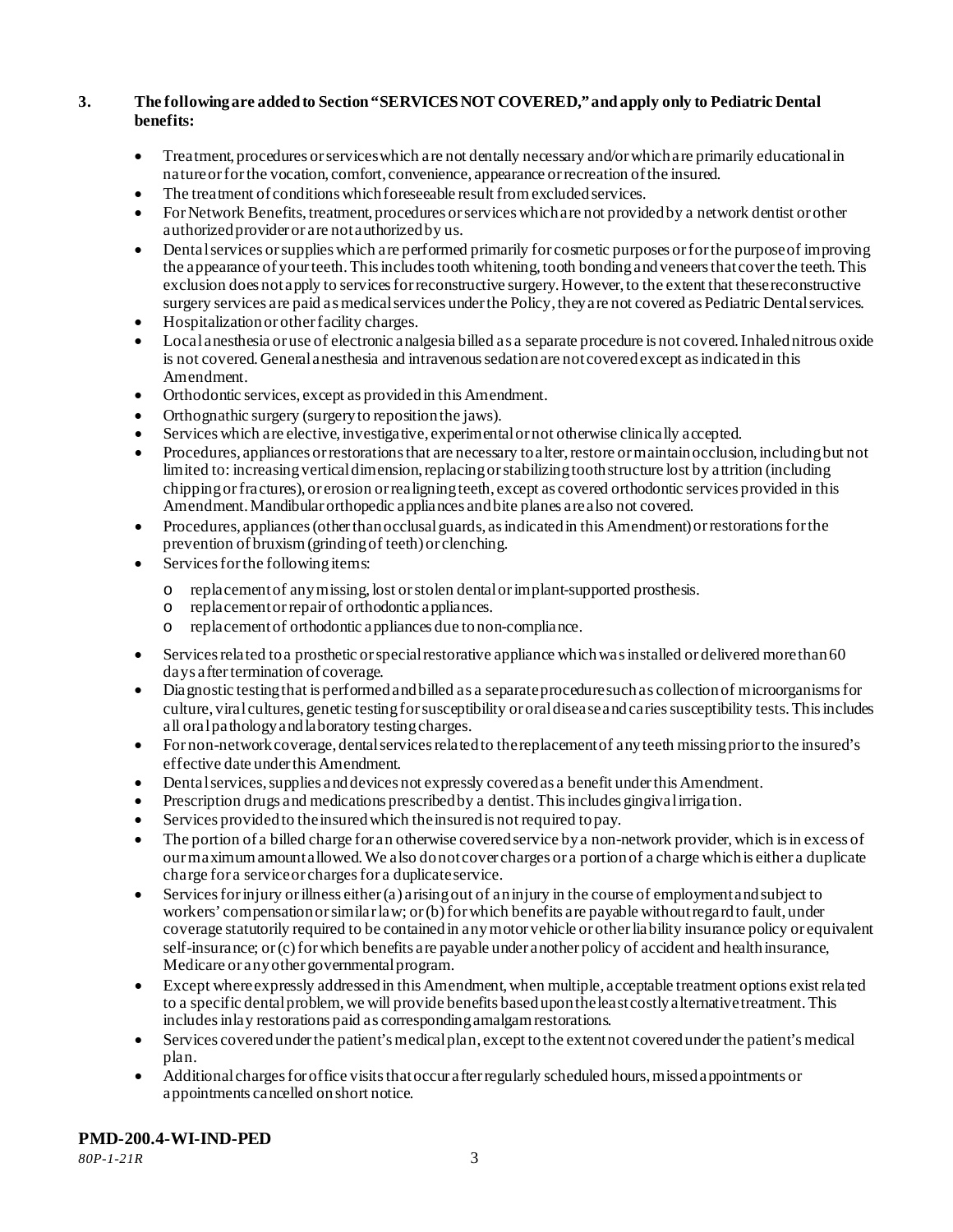**3. The following are added to Section "SERVICES NOT COVERED," and apply only to Pediatric Dental benefits:**

- Treatment, procedures or services which are not dentally necessary and/or which are primarily educational in nature or for the vocation, comfort, convenience, appearance or recreation of the insured.
- The treatment of conditions which foreseeable result from excluded services.
- For Network Benefits, treatment, procedures or services which are not provided by a network dentist or other authorized provider or are not authorized by us.
- Dental services or supplies which are performed primarily for cosmetic purposes or for the purpose of improving the appearance of your teeth. This includes tooth whitening, tooth bonding and veneers that cover the teeth. This exclusion does not apply to services for reconstructive surgery. However, to the extent that these reconstructive surgery services are paid as medical services under the Policy, they are not covered as Pediatric Dental services.
- Hospitalization or other facility charges.
- Local anesthesia or use of electronic analgesia billed as a separate procedure is not covered. Inhaled nitrous oxide is not covered. General anesthesia and intravenous sedation are not covered except as indicated in this Amendment.
- Orthodontic services, except as provided in this Amendment.
- Orthognathic surgery (surgery to reposition the jaws).
- Services which are elective, investigative, experimental or not otherwise clinically accepted.
- Procedures, appliances or restorations that are necessary to alter, restore or maintain occlusion, including but not limited to: increasing vertical dimension, replacing or stabilizing tooth structure lost by attrition (including chipping or fractures), or erosion or realigning teeth, except as covered orthodontic services provided in this Amendment. Mandibular orthopedic appliances and bite planes are also not covered.
- Procedures, appliances (other than occlusal guards, as indicated in this Amendment) or restorations for the prevention of bruxism (grinding of teeth) or clenching.
- Services for the following items:
  - replacement of any missing, lost or stolen dental or implant-supported prosthesis.
  - replacement or repair of orthodontic appliances.
  - replacement of orthodontic appliances due to non-compliance.
- Services related to a prosthetic or special restorative appliance which was installed or delivered more than 60 days after termination of coverage.
- Diagnostic testing that is performed and billed as a separate procedure such as collection of microorganisms for culture, viral cultures, genetic testing for susceptibility or oral disease and caries susceptibility tests. This includes all oral pathology and laboratory testing charges.
- For non-network coverage, dental services related to the replacement of any teeth missing prior to the insured's effective date under this Amendment.
- Dental services, supplies and devices not expressly covered as a benefit under this Amendment.
- Prescription drugs and medications prescribed by a dentist. This includes gingival irrigation.
- Services provided to the insured which the insured is not required to pay.
- The portion of a billed charge for an otherwise covered service by a non-network provider, which is in excess of our maximum amount allowed. We also do not cover charges or a portion of a charge which is either a duplicate charge for a service or charges for a duplicate service.
- Services for injury or illness either (a) arising out of an injury in the course of employment and subject to workers' compensation or similar law; or (b) for which benefits are payable without regard to fault, under coverage statutorily required to be contained in any motor vehicle or other liability insurance policy or equivalent self-insurance; or (c) for which benefits are payable under another policy of accident and health insurance, Medicare or any other governmental program.
- Except where expressly addressed in this Amendment, when multiple, acceptable treatment options exist related to a specific dental problem, we will provide benefits based upon the least costly alternative treatment. This includes inlay restorations paid as corresponding amalgam restorations.
- Services covered under the patient's medical plan, except to the extent not covered under the patient's medical plan.
- Additional charges for office visits that occur after regularly scheduled hours, missed appointments or appointments cancelled on short notice.

**PMD-200.4-WI-IND-PED**
*80P-1-21R*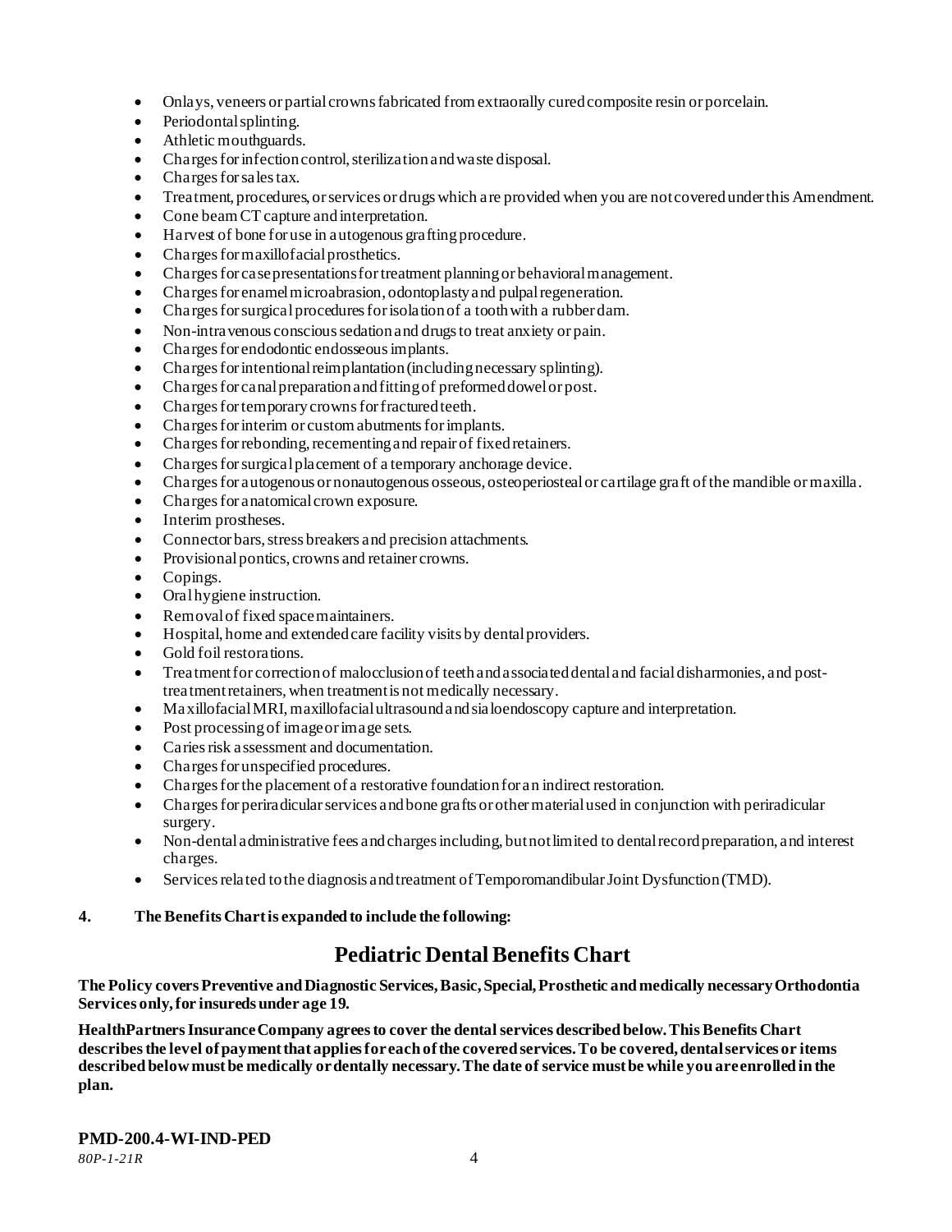- Onlays, veneers or partial crowns fabricated from extraorally cured composite resin or porcelain.
- Periodontal splinting.
- Athletic mouthguards.
- Charges for infection control, sterilization and waste disposal.
- Charges for sales tax.
- Treatment, procedures, or services or drugs which are provided when you are not covered under this Amendment.
- Cone beam CT capture and interpretation.
- Harvest of bone for use in autogenous grafting procedure.
- Charges for maxillofacial prosthetics.
- Charges for case presentations for treatment planning or behavioral management.
- Charges for enamel microabrasion, odontoplasty and pulpal regeneration.
- Charges for surgical procedures for isolation of a tooth with a rubber dam.
- Non-intravenous conscious sedation and drugs to treat anxiety or pain.
- Charges for endodontic endosseous implants.
- Charges for intentional reimplantation (including necessary splinting).
- Charges for canal preparation and fitting of preformed dowel or post.
- Charges for temporary crowns for fractured teeth.
- Charges for interim or custom abutments for implants.
- Charges for rebonding, recementing and repair of fixed retainers.
- Charges for surgical placement of a temporary anchorage device.
- Charges for autogenous or nonautogenous osseous, osteoperiosteal or cartilage graft of the mandible or maxilla.
- Charges for anatomical crown exposure.
- Interim prostheses.
- Connector bars, stress breakers and precision attachments.
- Provisional pontics, crowns and retainer crowns.
- Copings.
- Oral hygiene instruction.
- Removal of fixed space maintainers.
- Hospital, home and extended care facility visits by dental providers.
- Gold foil restorations.
- Treatment for correction of malocclusion of teeth and associated dental and facial disharmonies, and post-treatment retainers, when treatment is not medically necessary.
- Maxillofacial MRI, maxillofacial ultrasound and sialoendoscopy capture and interpretation.
- Post processing of image or image sets.
- Caries risk assessment and documentation.
- Charges for unspecified procedures.
- Charges for the placement of a restorative foundation for an indirect restoration.
- Charges for periradicular services and bone grafts or other material used in conjunction with periradicular surgery.
- Non-dental administrative fees and charges including, but not limited to dental record preparation, and interest charges.
- Services related to the diagnosis and treatment of Temporomandibular Joint Dysfunction (TMD).

**4. The Benefits Chart is expanded to include the following:**

# Pediatric Dental Benefits Chart

**The Policy covers Preventive and Diagnostic Services, Basic, Special, Prosthetic and medically necessary Orthodontia Services only, for insureds under age 19.**

**HealthPartners Insurance Company agrees to cover the dental services described below. This Benefits Chart describes the level of payment that applies for each of the covered services. To be covered, dental services or items described below must be medically or dentally necessary. The date of service must be while you are enrolled in the plan.**

**PMD-200.4-WI-IND-PED**

*80P-1-21R*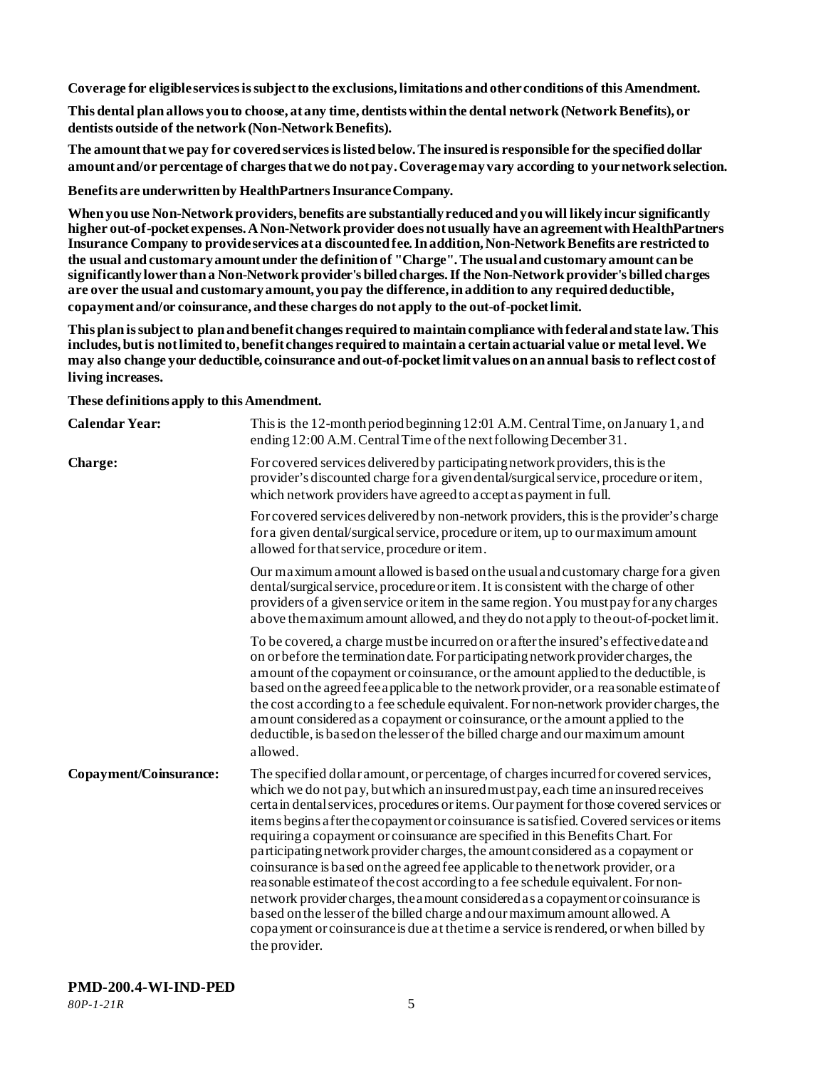**Coverage for eligible services is subject to the exclusions, limitations and other conditions of this Amendment.**

**This dental plan allows you to choose, at any time, dentists within the dental network (Network Benefits), or dentists outside of the network (Non-Network Benefits).**

**The amount that we pay for covered services is listed below. The insured is responsible for the specified dollar amount and/or percentage of charges that we do not pay. Coverage may vary according to your network selection.**

**Benefits are underwritten by HealthPartners Insurance Company.**

**When you use Non-Network providers, benefits are substantially reduced and you will likely incur significantly higher out-of-pocket expenses. A Non-Network provider does not usually have an agreement with HealthPartners Insurance Company to provide services at a discounted fee. In addition, Non-Network Benefits are restricted to the usual and customary amount under the definition of "Charge". The usual and customary amount can be significantly lower than a Non-Network provider's billed charges. If the Non-Network provider's billed charges are over the usual and customary amount, you pay the difference, in addition to any required deductible, copayment and/or coinsurance, and these charges do not apply to the out-of-pocket limit.**

**This plan is subject to plan and benefit changes required to maintain compliance with federal and state law. This includes, but is not limited to, benefit changes required to maintain a certain actuarial value or metal level. We may also change your deductible, coinsurance and out-of-pocket limit values on an annual basis to reflect cost of living increases.**

**These definitions apply to this Amendment.**

**Calendar Year:** This is the 12-month period beginning 12:01 A.M. Central Time, on January 1, and ending 12:00 A.M. Central Time of the next following December 31.

**Charge:** For covered services delivered by participating network providers, this is the provider's discounted charge for a given dental/surgical service, procedure or item, which network providers have agreed to accept as payment in full.

For covered services delivered by non-network providers, this is the provider's charge for a given dental/surgical service, procedure or item, up to our maximum amount allowed for that service, procedure or item.

Our maximum amount allowed is based on the usual and customary charge for a given dental/surgical service, procedure or item. It is consistent with the charge of other providers of a given service or item in the same region. You must pay for any charges above the maximum amount allowed, and they do not apply to the out-of-pocket limit.

To be covered, a charge must be incurred on or after the insured's effective date and on or before the termination date. For participating network provider charges, the amount of the copayment or coinsurance, or the amount applied to the deductible, is based on the agreed fee applicable to the network provider, or a reasonable estimate of the cost according to a fee schedule equivalent. For non-network provider charges, the amount considered as a copayment or coinsurance, or the amount applied to the deductible, is based on the lesser of the billed charge and our maximum amount allowed.

**Copayment/Coinsurance:** The specified dollar amount, or percentage, of charges incurred for covered services, which we do not pay, but which an insured must pay, each time an insured receives certain dental services, procedures or items. Our payment for those covered services or items begins after the copayment or coinsurance is satisfied. Covered services or items requiring a copayment or coinsurance are specified in this Benefits Chart. For participating network provider charges, the amount considered as a copayment or coinsurance is based on the agreed fee applicable to the network provider, or a reasonable estimate of the cost according to a fee schedule equivalent. For non-network provider charges, the amount considered as a copayment or coinsurance is based on the lesser of the billed charge and our maximum amount allowed. A copayment or coinsurance is due at the time a service is rendered, or when billed by the provider.

**PMD-200.4-WI-IND-PED**
*80P-1-21R*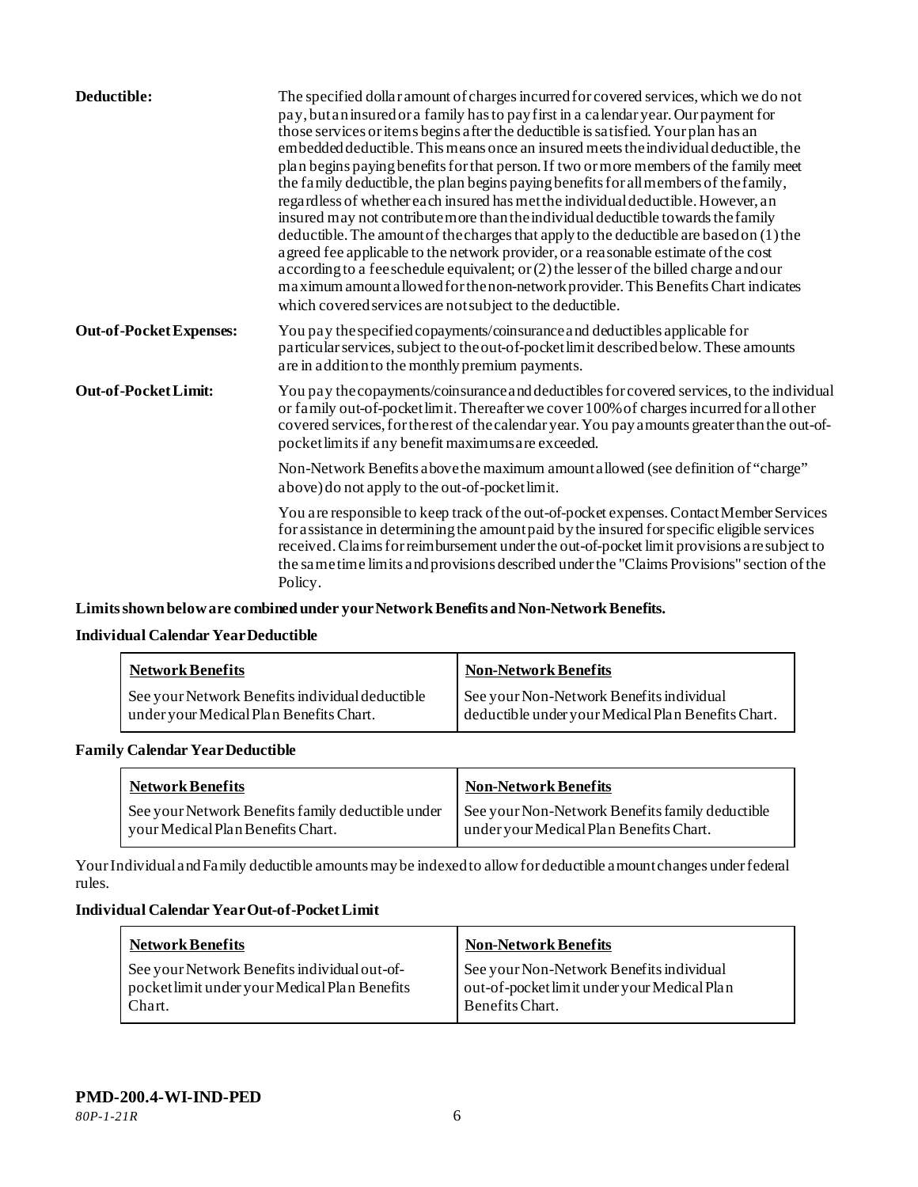| | |
|---|---|
| **Deductible:** | The specified dollar amount of charges incurred for covered services, which we do not pay, but an insured or a family has to pay first in a calendar year. Our payment for those services or items begins after the deductible is satisfied. Your plan has an embedded deductible. This means once an insured meets the individual deductible, the plan begins paying benefits for that person. If two or more members of the family meet the family deductible, the plan begins paying benefits for all members of the family, regardless of whether each insured has met the individual deductible. However, an insured may not contribute more than the individual deductible towards the family deductible. The amount of the charges that apply to the deductible are based on (1) the agreed fee applicable to the network provider, or a reasonable estimate of the cost according to a fee schedule equivalent; or (2) the lesser of the billed charge and our maximum amount allowed for the non-network provider. This Benefits Chart indicates which covered services are not subject to the deductible. |
| **Out-of-Pocket Expenses:** | You pay the specified copayments/coinsurance and deductibles applicable for particular services, subject to the out-of-pocket limit described below. These amounts are in addition to the monthly premium payments. |
| **Out-of-Pocket Limit:** | You pay the copayments/coinsurance and deductibles for covered services, to the individual or family out-of-pocket limit. Thereafter we cover 100% of charges incurred for all other covered services, for the rest of the calendar year. You pay amounts greater than the out-of-pocket limits if any benefit maximums are exceeded.<br><br>Non-Network Benefits above the maximum amount allowed (see definition of "charge" above) do not apply to the out-of-pocket limit.<br><br>You are responsible to keep track of the out-of-pocket expenses. Contact Member Services for assistance in determining the amount paid by the insured for specific eligible services received. Claims for reimbursement under the out-of-pocket limit provisions are subject to the same time limits and provisions described under the "Claims Provisions" section of the Policy. |

**Limits shown below are combined under your Network Benefits and Non-Network Benefits.**

**Individual Calendar Year Deductible**

| **Network Benefits** | **Non-Network Benefits** |
|---|---|
| See your Network Benefits individual deductible under your Medical Plan Benefits Chart. | See your Non-Network Benefits individual deductible under your Medical Plan Benefits Chart. |

**Family Calendar Year Deductible**

| **Network Benefits** | **Non-Network Benefits** |
|---|---|
| See your Network Benefits family deductible under your Medical Plan Benefits Chart. | See your Non-Network Benefits family deductible under your Medical Plan Benefits Chart. |

Your Individual and Family deductible amounts may be indexed to allow for deductible amount changes under federal rules.

**Individual Calendar Year Out-of-Pocket Limit**

| **Network Benefits** | **Non-Network Benefits** |
|---|---|
| See your Network Benefits individual out-of-pocket limit under your Medical Plan Benefits Chart. | See your Non-Network Benefits individual out-of-pocket limit under your Medical Plan Benefits Chart. |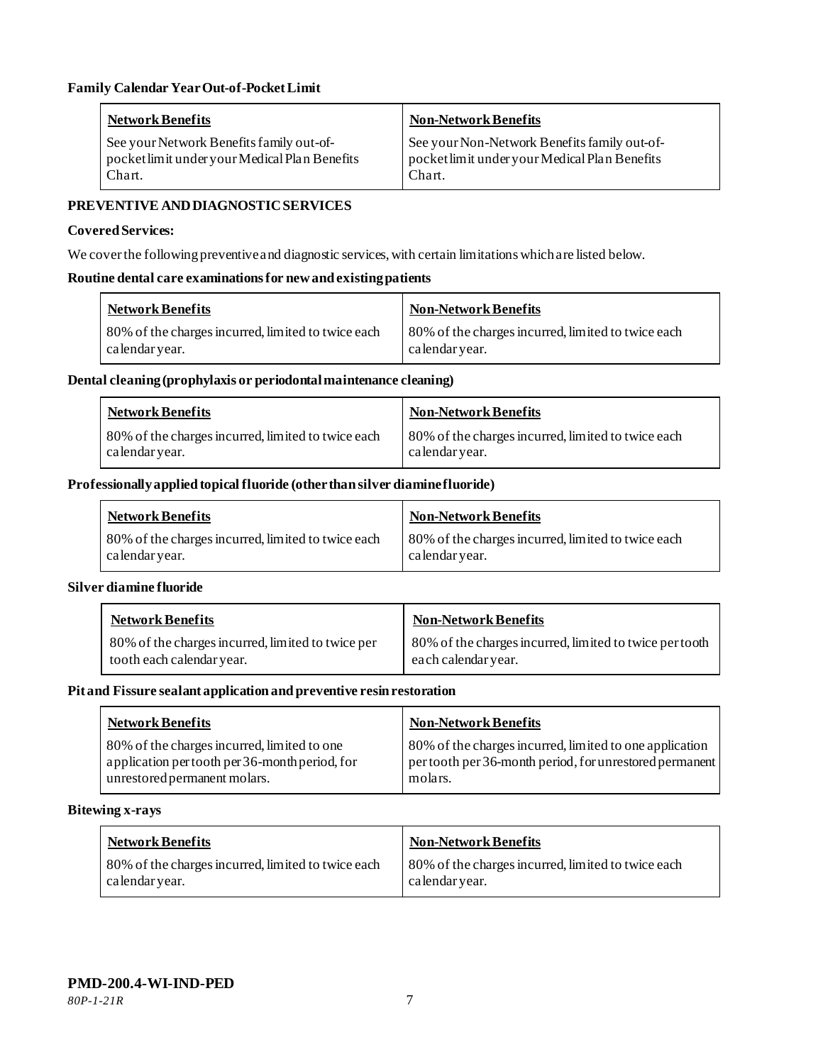**Family Calendar Year Out-of-Pocket Limit**

| Network Benefits | Non-Network Benefits |
|---|---|
| See your Network Benefits family out-of-pocket limit under your Medical Plan Benefits Chart. | See your Non-Network Benefits family out-of-pocket limit under your Medical Plan Benefits Chart. |

**PREVENTIVE AND DIAGNOSTIC SERVICES**

**Covered Services:**

We cover the following preventive and diagnostic services, with certain limitations which are listed below.

**Routine dental care examinations for new and existing patients**

| Network Benefits | Non-Network Benefits |
|---|---|
| 80% of the charges incurred, limited to twice each calendar year. | 80% of the charges incurred, limited to twice each calendar year. |

**Dental cleaning (prophylaxis or periodontal maintenance cleaning)**

| Network Benefits | Non-Network Benefits |
|---|---|
| 80% of the charges incurred, limited to twice each calendar year. | 80% of the charges incurred, limited to twice each calendar year. |

**Professionally applied topical fluoride (other than silver diamine fluoride)**

| Network Benefits | Non-Network Benefits |
|---|---|
| 80% of the charges incurred, limited to twice each calendar year. | 80% of the charges incurred, limited to twice each calendar year. |

**Silver diamine fluoride**

| Network Benefits | Non-Network Benefits |
|---|---|
| 80% of the charges incurred, limited to twice per tooth each calendar year. | 80% of the charges incurred, limited to twice per tooth each calendar year. |

**Pit and Fissure sealant application and preventive resin restoration**

| Network Benefits | Non-Network Benefits |
|---|---|
| 80% of the charges incurred, limited to one application per tooth per 36-month period, for unrestored permanent molars. | 80% of the charges incurred, limited to one application per tooth per 36-month period, for unrestored permanent molars. |

**Bitewing x-rays**

| Network Benefits | Non-Network Benefits |
|---|---|
| 80% of the charges incurred, limited to twice each calendar year. | 80% of the charges incurred, limited to twice each calendar year. |

**PMD-200.4-WI-IND-PED**

*80P-1-21R*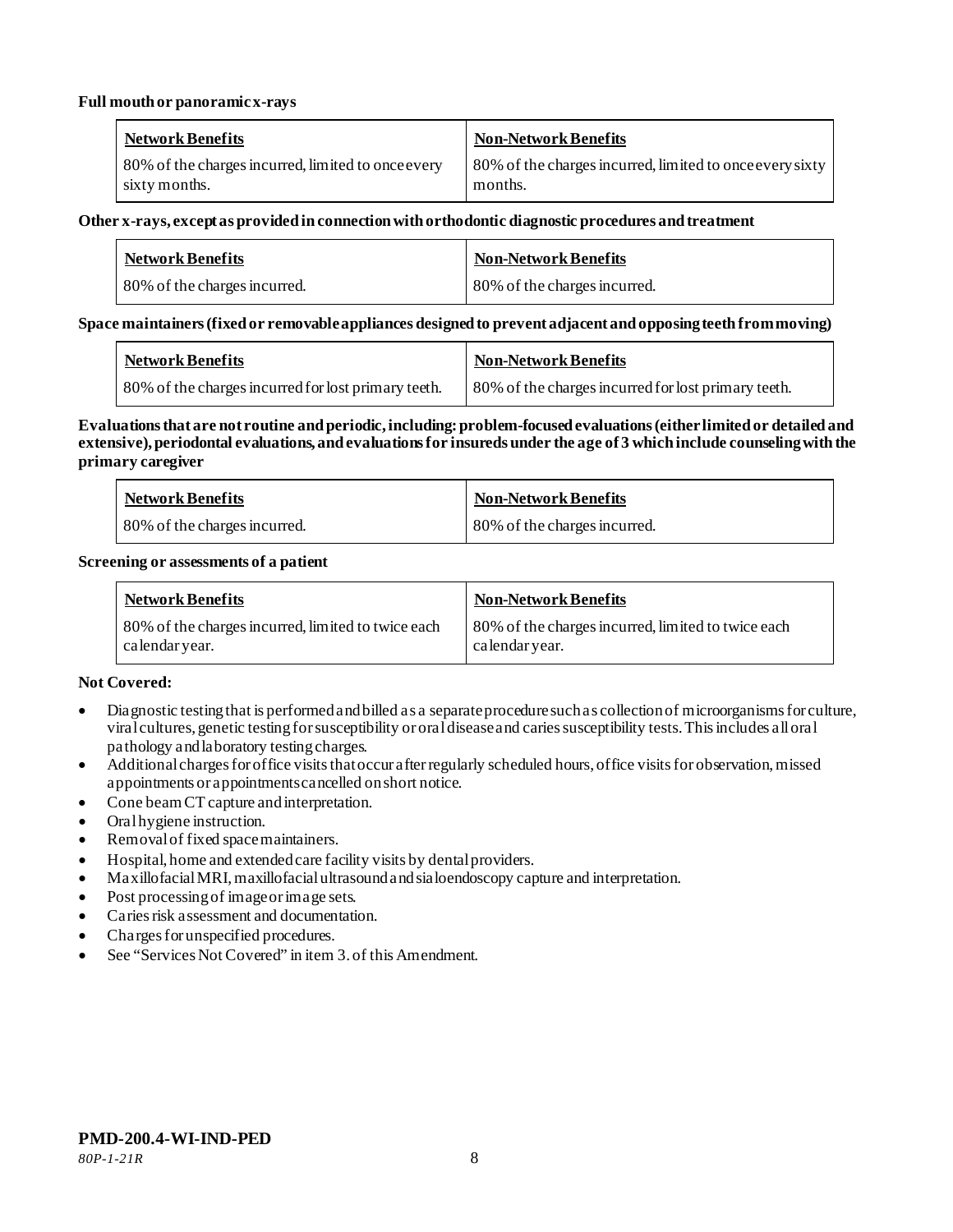**Full mouth or panoramic x-rays**

| Network Benefits | Non-Network Benefits |
|---|---|
| 80% of the charges incurred, limited to once every sixty months. | 80% of the charges incurred, limited to once every sixty months. |

**Other x-rays, except as provided in connection with orthodontic diagnostic procedures and treatment**

| Network Benefits | Non-Network Benefits |
|---|---|
| 80% of the charges incurred. | 80% of the charges incurred. |

**Space maintainers (fixed or removable appliances designed to prevent adjacent and opposing teeth from moving)**

| Network Benefits | Non-Network Benefits |
|---|---|
| 80% of the charges incurred for lost primary teeth. | 80% of the charges incurred for lost primary teeth. |

**Evaluations that are not routine and periodic, including: problem-focused evaluations (either limited or detailed and extensive), periodontal evaluations, and evaluations for insureds under the age of 3 which include counseling with the primary caregiver**

| Network Benefits | Non-Network Benefits |
|---|---|
| 80% of the charges incurred. | 80% of the charges incurred. |

**Screening or assessments of a patient**

| Network Benefits | Non-Network Benefits |
|---|---|
| 80% of the charges incurred, limited to twice each calendar year. | 80% of the charges incurred, limited to twice each calendar year. |

**Not Covered:**

- Diagnostic testing that is performed and billed as a separate procedure such as collection of microorganisms for culture, viral cultures, genetic testing for susceptibility or oral disease and caries susceptibility tests. This includes all oral pathology and laboratory testing charges.
- Additional charges for office visits that occur after regularly scheduled hours, office visits for observation, missed appointments or appointments cancelled on short notice.
- Cone beam CT capture and interpretation.
- Oral hygiene instruction.
- Removal of fixed space maintainers.
- Hospital, home and extended care facility visits by dental providers.
- Maxillofacial MRI, maxillofacial ultrasound and sialoendoscopy capture and interpretation.
- Post processing of image or image sets.
- Caries risk assessment and documentation.
- Charges for unspecified procedures.
- See "Services Not Covered" in item 3. of this Amendment.

**PMD-200.4-WI-IND-PED**
*80P-1-21R*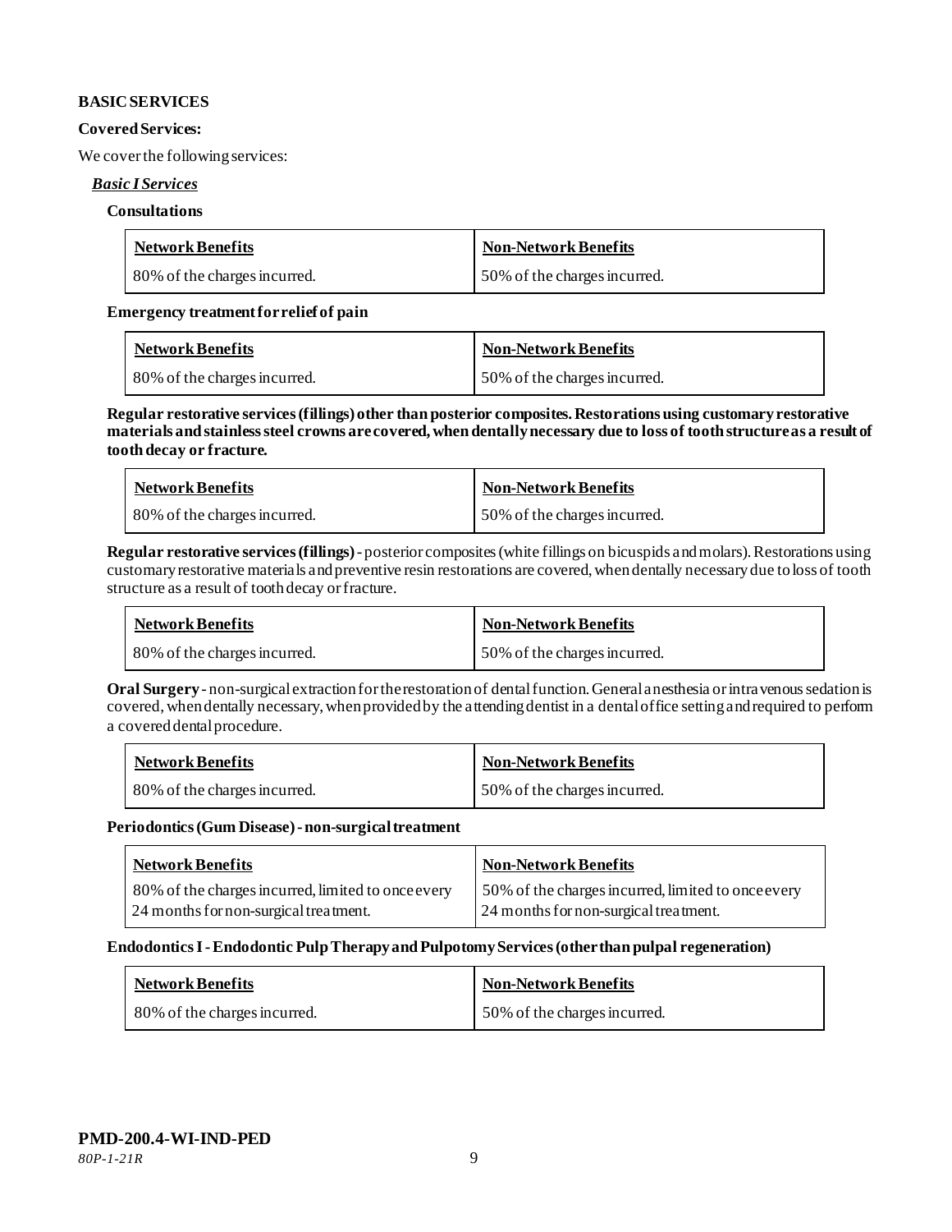**BASIC SERVICES**

**Covered Services:**

We cover the following services:

***Basic I Services***

**Consultations**

| Network Benefits | Non-Network Benefits |
|---|---|
| 80% of the charges incurred. | 50% of the charges incurred. |

**Emergency treatment for relief of pain**

| Network Benefits | Non-Network Benefits |
|---|---|
| 80% of the charges incurred. | 50% of the charges incurred. |

**Regular restorative services (fillings) other than posterior composites. Restorations using customary restorative materials and stainless steel crowns are covered, when dentally necessary due to loss of tooth structure as a result of tooth decay or fracture.**

| Network Benefits | Non-Network Benefits |
|---|---|
| 80% of the charges incurred. | 50% of the charges incurred. |

**Regular restorative services (fillings)** - posterior composites (white fillings on bicuspids and molars). Restorations using customary restorative materials and preventive resin restorations are covered, when dentally necessary due to loss of tooth structure as a result of tooth decay or fracture.

| Network Benefits | Non-Network Benefits |
|---|---|
| 80% of the charges incurred. | 50% of the charges incurred. |

**Oral Surgery** - non-surgical extraction for the restoration of dental function. General anesthesia or intravenous sedation is covered, when dentally necessary, when provided by the attending dentist in a dental office setting and required to perform a covered dental procedure.

| Network Benefits | Non-Network Benefits |
|---|---|
| 80% of the charges incurred. | 50% of the charges incurred. |

**Periodontics (Gum Disease) - non-surgical treatment**

| Network Benefits | Non-Network Benefits |
|---|---|
| 80% of the charges incurred, limited to once every 24 months for non-surgical treatment. | 50% of the charges incurred, limited to once every 24 months for non-surgical treatment. |

**Endodontics I - Endodontic Pulp Therapy and Pulpotomy Services (other than pulpal regeneration)**

| Network Benefits | Non-Network Benefits |
|---|---|
| 80% of the charges incurred. | 50% of the charges incurred. |

**PMD-200.4-WI-IND-PED**

*80P-1-21R*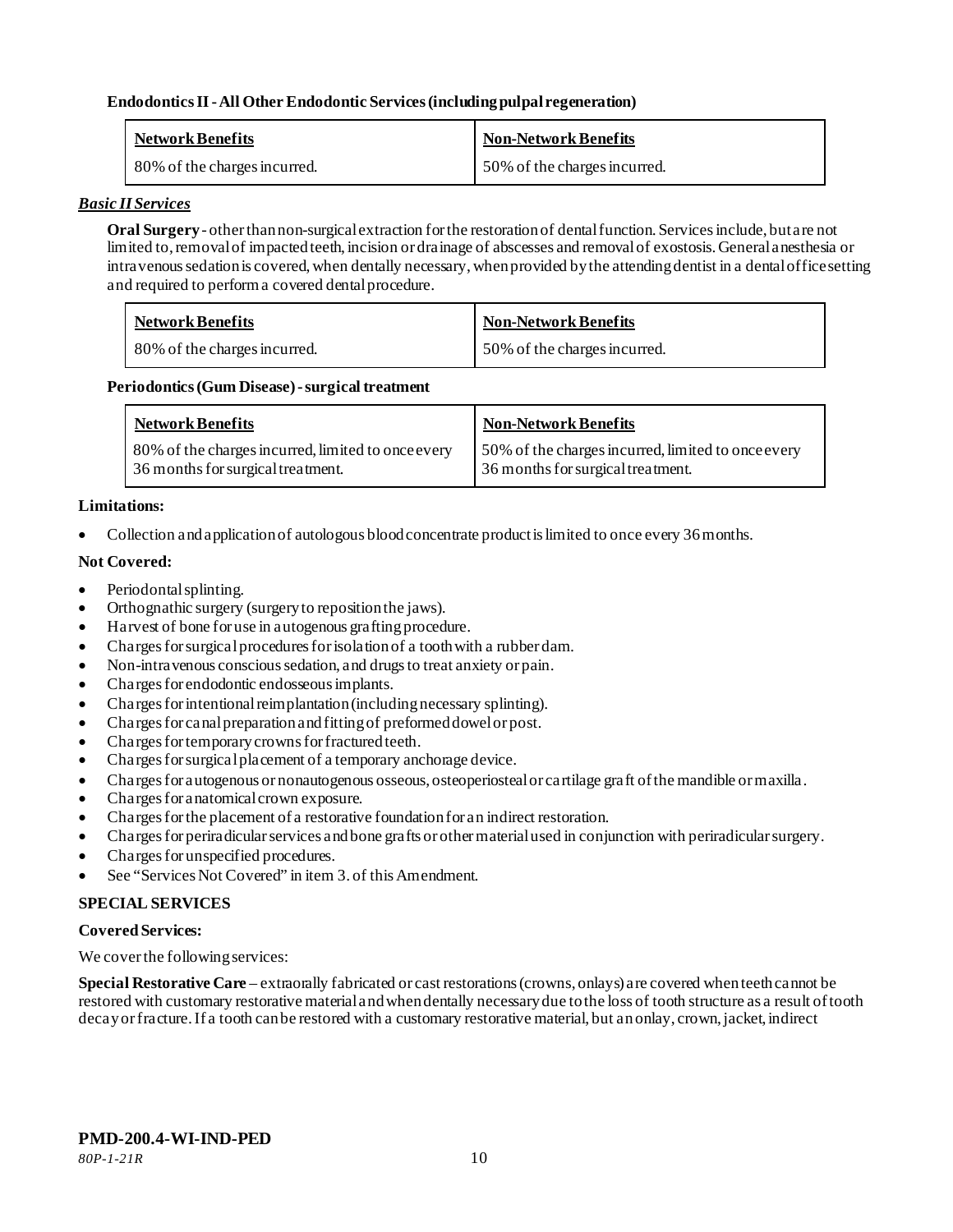**Endodontics II - All Other Endodontic Services (including pulpal regeneration)**

| Network Benefits | Non-Network Benefits |
| --- | --- |
| 80% of the charges incurred. | 50% of the charges incurred. |

***Basic II Services***

**Oral Surgery** - other than non-surgical extraction for the restoration of dental function. Services include, but are not limited to, removal of impacted teeth, incision or drainage of abscesses and removal of exostosis. General anesthesia or intravenous sedation is covered, when dentally necessary, when provided by the attending dentist in a dental office setting and required to perform a covered dental procedure.

| Network Benefits | Non-Network Benefits |
| --- | --- |
| 80% of the charges incurred. | 50% of the charges incurred. |

**Periodontics (Gum Disease) - surgical treatment**

| Network Benefits | Non-Network Benefits |
| --- | --- |
| 80% of the charges incurred, limited to once every 36 months for surgical treatment. | 50% of the charges incurred, limited to once every 36 months for surgical treatment. |

**Limitations:**

- Collection and application of autologous blood concentrate product is limited to once every 36 months.

**Not Covered:**

- Periodontal splinting.
- Orthognathic surgery (surgery to reposition the jaws).
- Harvest of bone for use in autogenous grafting procedure.
- Charges for surgical procedures for isolation of a tooth with a rubber dam.
- Non-intravenous conscious sedation, and drugs to treat anxiety or pain.
- Charges for endodontic endosseous implants.
- Charges for intentional reimplantation (including necessary splinting).
- Charges for canal preparation and fitting of preformed dowel or post.
- Charges for temporary crowns for fractured teeth.
- Charges for surgical placement of a temporary anchorage device.
- Charges for autogenous or nonautogenous osseous, osteoperiosteal or cartilage graft of the mandible or maxilla.
- Charges for anatomical crown exposure.
- Charges for the placement of a restorative foundation for an indirect restoration.
- Charges for periradicular services and bone grafts or other material used in conjunction with periradicular surgery.
- Charges for unspecified procedures.
- See "Services Not Covered" in item 3. of this Amendment.

**SPECIAL SERVICES**

**Covered Services:**

We cover the following services:

**Special Restorative Care** – extraorally fabricated or cast restorations (crowns, onlays) are covered when teeth cannot be restored with customary restorative material and when dentally necessary due to the loss of tooth structure as a result of tooth decay or fracture. If a tooth can be restored with a customary restorative material, but an onlay, crown, jacket, indirect

**PMD-200.4-WI-IND-PED**
*80P-1-21R*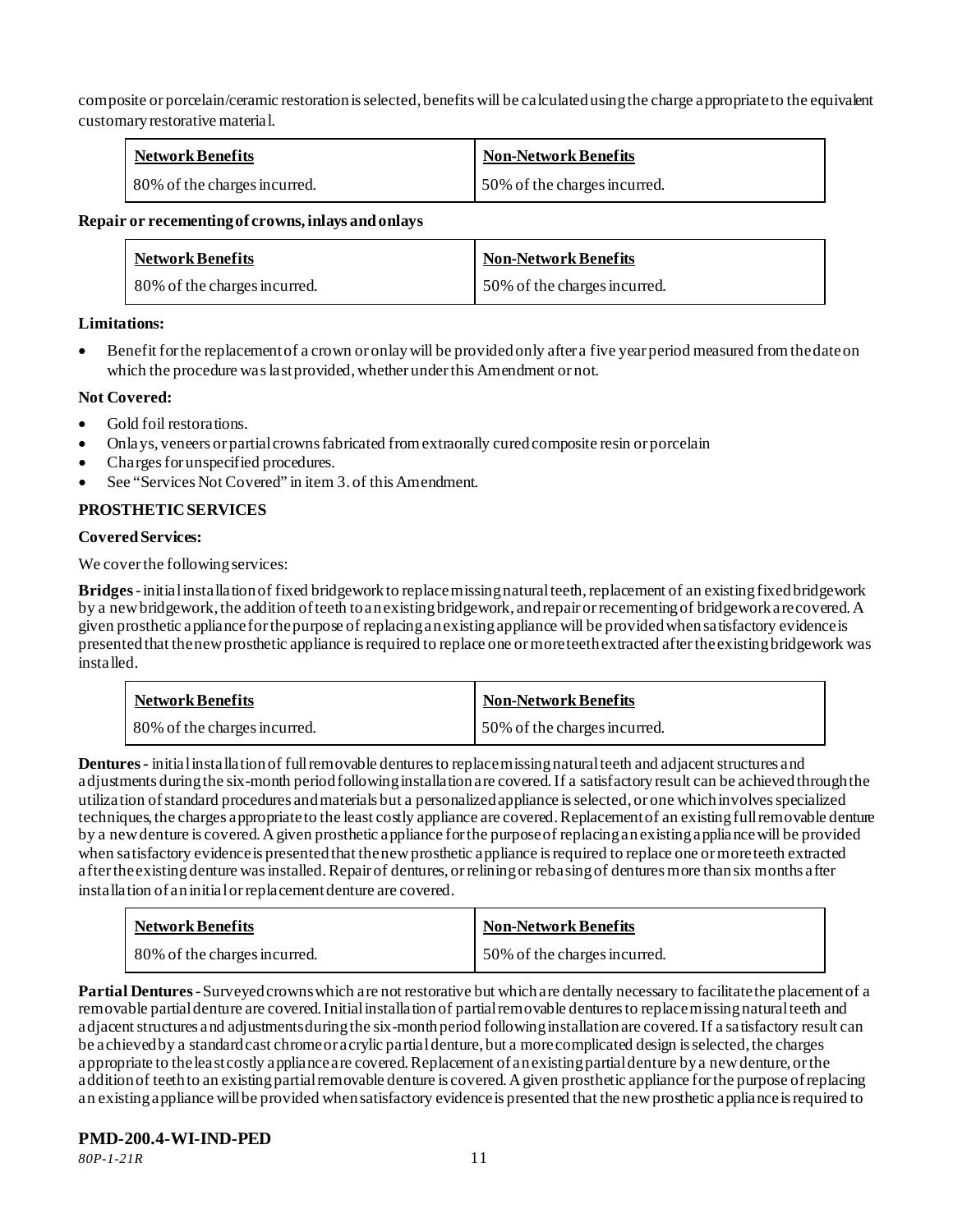composite or porcelain/ceramic restoration is selected, benefits will be calculated using the charge appropriate to the equivalent customary restorative material.

| Network Benefits | Non-Network Benefits |
| --- | --- |
| 80% of the charges incurred. | 50% of the charges incurred. |

**Repair or recementing of crowns, inlays and onlays**

| Network Benefits | Non-Network Benefits |
| --- | --- |
| 80% of the charges incurred. | 50% of the charges incurred. |

**Limitations:**

- Benefit for the replacement of a crown or onlay will be provided only after a five year period measured from the date on which the procedure was last provided, whether under this Amendment or not.

**Not Covered:**

- Gold foil restorations.
- Onlays, veneers or partial crowns fabricated from extraorally cured composite resin or porcelain
- Charges for unspecified procedures.
- See "Services Not Covered" in item 3. of this Amendment.

**PROSTHETIC SERVICES**

**Covered Services:**

We cover the following services:

**Bridges** - initial installation of fixed bridgework to replace missing natural teeth, replacement of an existing fixed bridgework by a new bridgework, the addition of teeth to an existing bridgework, and repair or recementing of bridgework are covered. A given prosthetic appliance for the purpose of replacing an existing appliance will be provided when satisfactory evidence is presented that the new prosthetic appliance is required to replace one or more teeth extracted after the existing bridgework was installed.

| Network Benefits | Non-Network Benefits |
| --- | --- |
| 80% of the charges incurred. | 50% of the charges incurred. |

**Dentures** - initial installation of full removable dentures to replace missing natural teeth and adjacent structures and adjustments during the six-month period following installation are covered. If a satisfactory result can be achieved through the utilization of standard procedures and materials but a personalized appliance is selected, or one which involves specialized techniques, the charges appropriate to the least costly appliance are covered. Replacement of an existing full removable denture by a new denture is covered. A given prosthetic appliance for the purpose of replacing an existing appliance will be provided when satisfactory evidence is presented that the new prosthetic appliance is required to replace one or more teeth extracted after the existing denture was installed. Repair of dentures, or relining or rebasing of dentures more than six months after installation of an initial or replacement denture are covered.

| Network Benefits | Non-Network Benefits |
| --- | --- |
| 80% of the charges incurred. | 50% of the charges incurred. |

**Partial Dentures** - Surveyed crowns which are not restorative but which are dentally necessary to facilitate the placement of a removable partial denture are covered. Initial installation of partial removable dentures to replace missing natural teeth and adjacent structures and adjustments during the six-month period following installation are covered. If a satisfactory result can be achieved by a standard cast chrome or acrylic partial denture, but a more complicated design is selected, the charges appropriate to the least costly appliance are covered. Replacement of an existing partial denture by a new denture, or the addition of teeth to an existing partial removable denture is covered. A given prosthetic appliance for the purpose of replacing an existing appliance will be provided when satisfactory evidence is presented that the new prosthetic appliance is required to

**PMD-200.4-WI-IND-PED**

*80P-1-21R*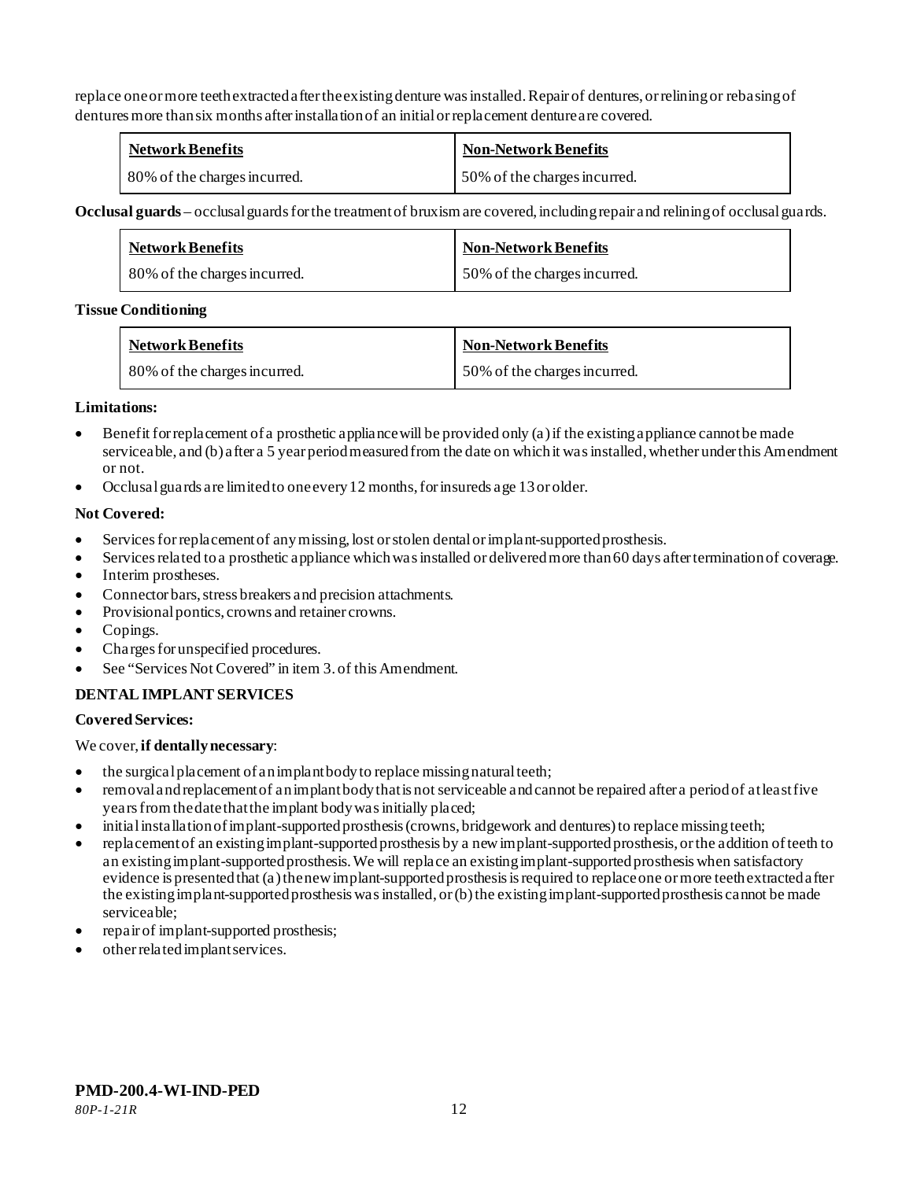replace one or more teeth extracted after the existing denture was installed. Repair of dentures, or relining or rebasing of dentures more than six months after installation of an initial or replacement denture are covered.

| Network Benefits | Non-Network Benefits |
|---|---|
| 80% of the charges incurred. | 50% of the charges incurred. |

**Occlusal guards** – occlusal guards for the treatment of bruxism are covered, including repair and relining of occlusal guards.

| Network Benefits | Non-Network Benefits |
|---|---|
| 80% of the charges incurred. | 50% of the charges incurred. |

**Tissue Conditioning**

| Network Benefits | Non-Network Benefits |
|---|---|
| 80% of the charges incurred. | 50% of the charges incurred. |

**Limitations:**

- Benefit for replacement of a prosthetic appliance will be provided only (a) if the existing appliance cannot be made serviceable, and (b) after a 5 year period measured from the date on which it was installed, whether under this Amendment or not.
- Occlusal guards are limited to one every 12 months, for insureds age 13 or older.

**Not Covered:**

- Services for replacement of any missing, lost or stolen dental or implant-supported prosthesis.
- Services related to a prosthetic appliance which was installed or delivered more than 60 days after termination of coverage.
- Interim prostheses.
- Connector bars, stress breakers and precision attachments.
- Provisional pontics, crowns and retainer crowns.
- Copings.
- Charges for unspecified procedures.
- See "Services Not Covered" in item 3. of this Amendment.

**DENTAL IMPLANT SERVICES**

**Covered Services:**

We cover, **if dentally necessary**:

- the surgical placement of an implant body to replace missing natural teeth;
- removal and replacement of an implant body that is not serviceable and cannot be repaired after a period of at least five years from the date that the implant body was initially placed;
- initial installation of implant-supported prosthesis (crowns, bridgework and dentures) to replace missing teeth;
- replacement of an existing implant-supported prosthesis by a new implant-supported prosthesis, or the addition of teeth to an existing implant-supported prosthesis. We will replace an existing implant-supported prosthesis when satisfactory evidence is presented that (a) the new implant-supported prosthesis is required to replace one or more teeth extracted after the existing implant-supported prosthesis was installed, or (b) the existing implant-supported prosthesis cannot be made serviceable;
- repair of implant-supported prosthesis;
- other related implant services.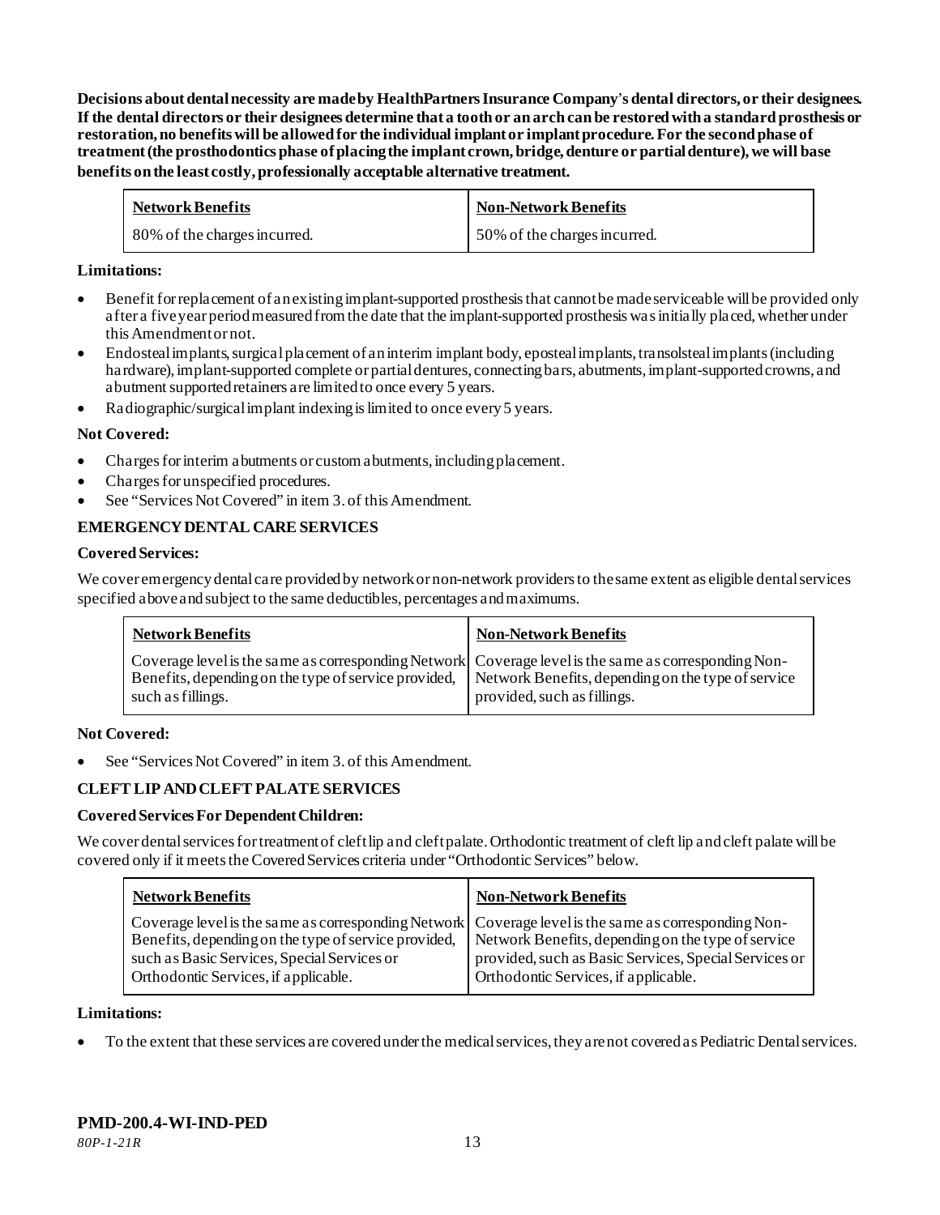**Decisions about dental necessity are made by HealthPartners Insurance Company's dental directors, or their designees. If the dental directors or their designees determine that a tooth or an arch can be restored with a standard prosthesis or restoration, no benefits will be allowed for the individual implant or implant procedure. For the second phase of treatment (the prosthodontics phase of placing the implant crown, bridge, denture or partial denture), we will base benefits on the least costly, professionally acceptable alternative treatment.**

| Network Benefits | Non-Network Benefits |
|---|---|
| 80% of the charges incurred. | 50% of the charges incurred. |

**Limitations:**

- Benefit for replacement of an existing implant-supported prosthesis that cannot be made serviceable will be provided only after a five year period measured from the date that the implant-supported prosthesis was initially placed, whether under this Amendment or not.
- Endosteal implants, surgical placement of an interim implant body, eposteal implants, transolsteal implants (including hardware), implant-supported complete or partial dentures, connecting bars, abutments, implant-supported crowns, and abutment supported retainers are limited to once every 5 years.
- Radiographic/surgical implant indexing is limited to once every 5 years.

**Not Covered:**

- Charges for interim abutments or custom abutments, including placement.
- Charges for unspecified procedures.
- See "Services Not Covered" in item 3. of this Amendment.

**EMERGENCY DENTAL CARE SERVICES**

**Covered Services:**

We cover emergency dental care provided by network or non-network providers to the same extent as eligible dental services specified above and subject to the same deductibles, percentages and maximums.

| Network Benefits | Non-Network Benefits |
|---|---|
| Coverage level is the same as corresponding Network Benefits, depending on the type of service provided, such as fillings. | Coverage level is the same as corresponding Non-Network Benefits, depending on the type of service provided, such as fillings. |

**Not Covered:**

- See "Services Not Covered" in item 3. of this Amendment.

**CLEFT LIP AND CLEFT PALATE SERVICES**

**Covered Services For Dependent Children:**

We cover dental services for treatment of cleft lip and cleft palate. Orthodontic treatment of cleft lip and cleft palate will be covered only if it meets the Covered Services criteria under "Orthodontic Services" below.

| Network Benefits | Non-Network Benefits |
|---|---|
| Coverage level is the same as corresponding Network Benefits, depending on the type of service provided, such as Basic Services, Special Services or Orthodontic Services, if applicable. | Coverage level is the same as corresponding Non-Network Benefits, depending on the type of service provided, such as Basic Services, Special Services or Orthodontic Services, if applicable. |

**Limitations:**

- To the extent that these services are covered under the medical services, they are not covered as Pediatric Dental services.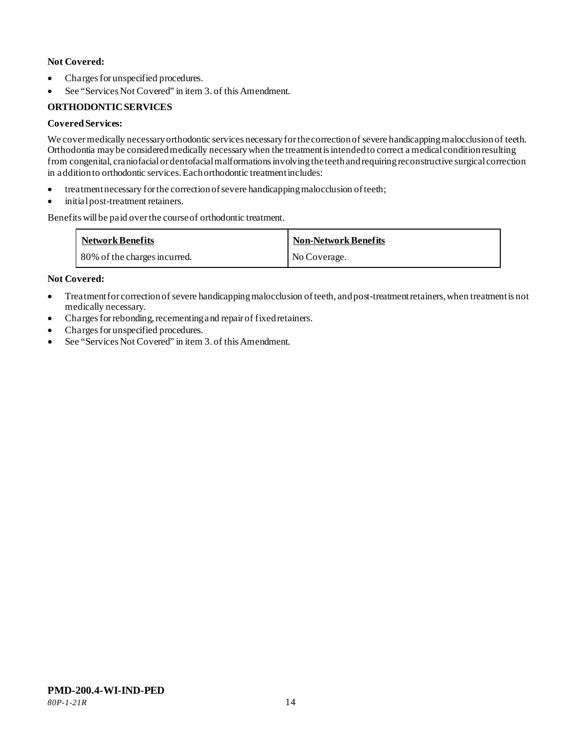**Not Covered:**

- Charges for unspecified procedures.
- See "Services Not Covered" in item 3. of this Amendment.

**ORTHODONTIC SERVICES**

**Covered Services:**

We cover medically necessary orthodontic services necessary for the correction of severe handicapping malocclusion of teeth. Orthodontia may be considered medically necessary when the treatment is intended to correct a medical condition resulting from congenital, craniofacial or dentofacial malformations involving the teeth and requiring reconstructive surgical correction in addition to orthodontic services. Each orthodontic treatment includes:

- treatment necessary for the correction of severe handicapping malocclusion of teeth;
- initial post-treatment retainers.

Benefits will be paid over the course of orthodontic treatment.

| Network Benefits | Non-Network Benefits |
| --- | --- |
| 80% of the charges incurred. | No Coverage. |

**Not Covered:**

- Treatment for correction of severe handicapping malocclusion of teeth, and post-treatment retainers, when treatment is not medically necessary.
- Charges for rebonding, recementing and repair of fixed retainers.
- Charges for unspecified procedures.
- See "Services Not Covered" in item 3. of this Amendment.

**PMD-200.4-WI-IND-PED**

*80P-1-21R*